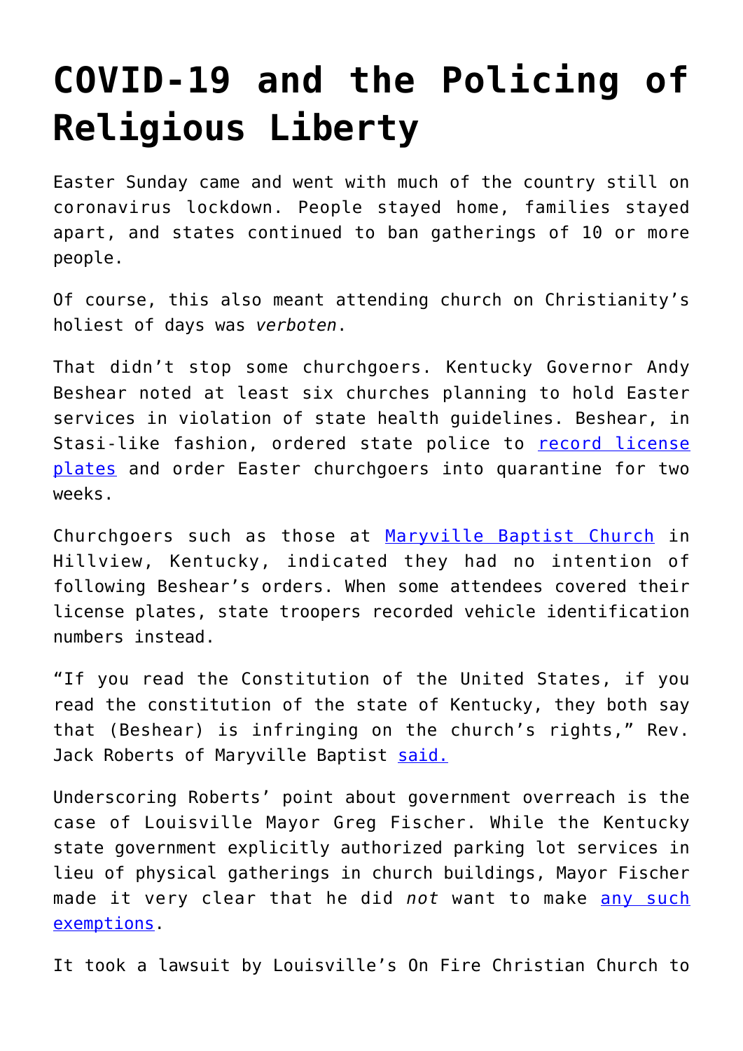# COVID-19 and the Policing of Religious Liberty

Easter Sunday came and went with much of the country still on coronavirus lockdown. People stayed home, families stayed apart, and states continued to ban gatherings of 10 or more people.

Of course, this also meant attending church on Christianity's holiest of days was *verboten*.

That didn't stop some churchgoers. Kentucky Governor Andy Beshear noted at least six churches planning to hold Easter services in violation of state health guidelines. Beshear, in Stasi-like fashion, ordered state police to [record license plates](#) and order Easter churchgoers into quarantine for two weeks.

Churchgoers such as those at [Maryville Baptist Church](#) in Hillview, Kentucky, indicated they had no intention of following Beshear's orders. When some attendees covered their license plates, state troopers recorded vehicle identification numbers instead.

"If you read the Constitution of the United States, if you read the constitution of the state of Kentucky, they both say that (Beshear) is infringing on the church's rights," Rev. Jack Roberts of Maryville Baptist [said.](#)

Underscoring Roberts' point about government overreach is the case of Louisville Mayor Greg Fischer. While the Kentucky state government explicitly authorized parking lot services in lieu of physical gatherings in church buildings, Mayor Fischer made it very clear that he did *not* want to make [any such exemptions](#).

It took a lawsuit by Louisville's On Fire Christian Church to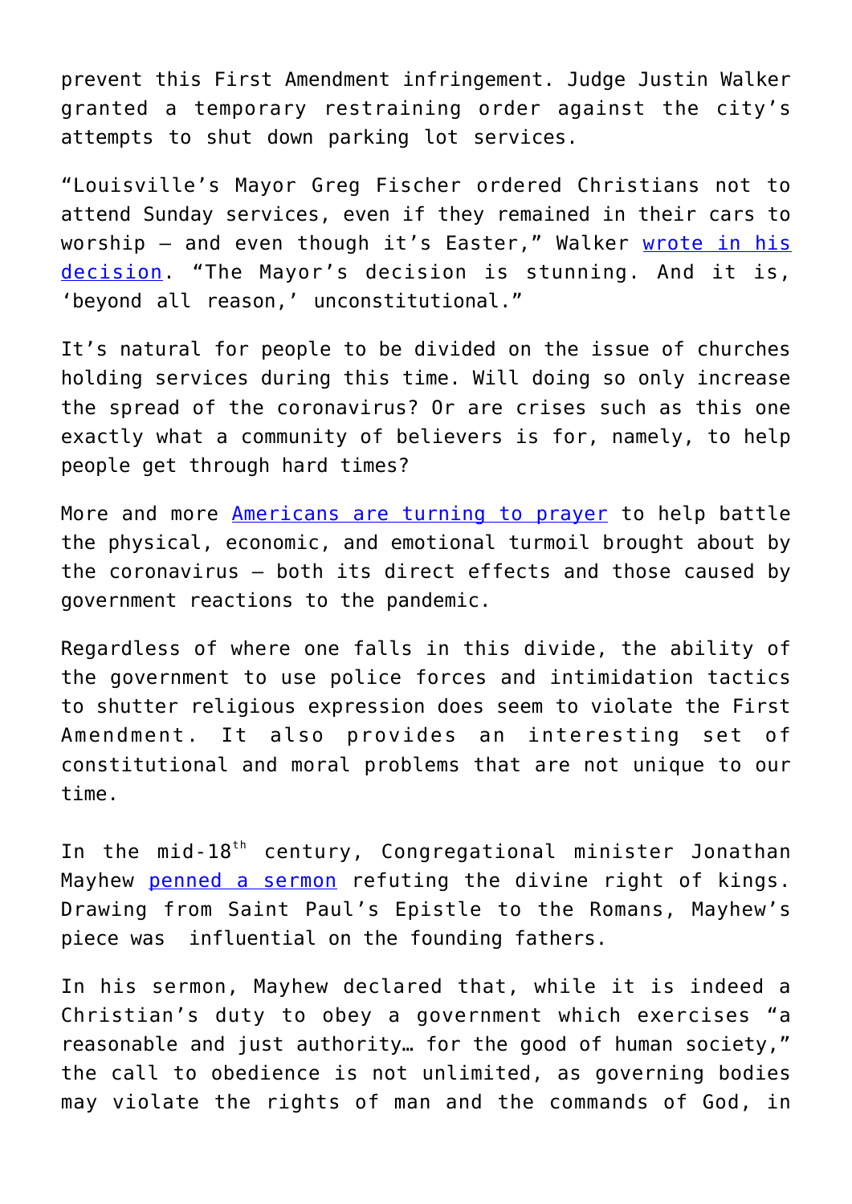prevent this First Amendment infringement. Judge Justin Walker granted a temporary restraining order against the city's attempts to shut down parking lot services.

"Louisville's Mayor Greg Fischer ordered Christians not to attend Sunday services, even if they remained in their cars to worship – and even though it's Easter," Walker wrote in his decision. "The Mayor's decision is stunning. And it is, 'beyond all reason,' unconstitutional."

It's natural for people to be divided on the issue of churches holding services during this time. Will doing so only increase the spread of the coronavirus? Or are crises such as this one exactly what a community of believers is for, namely, to help people get through hard times?

More and more Americans are turning to prayer to help battle the physical, economic, and emotional turmoil brought about by the coronavirus – both its direct effects and those caused by government reactions to the pandemic.

Regardless of where one falls in this divide, the ability of the government to use police forces and intimidation tactics to shutter religious expression does seem to violate the First Amendment. It also provides an interesting set of constitutional and moral problems that are not unique to our time.

In the mid-18th century, Congregational minister Jonathan Mayhew penned a sermon refuting the divine right of kings. Drawing from Saint Paul's Epistle to the Romans, Mayhew's piece was influential on the founding fathers.

In his sermon, Mayhew declared that, while it is indeed a Christian's duty to obey a government which exercises "a reasonable and just authority… for the good of human society," the call to obedience is not unlimited, as governing bodies may violate the rights of man and the commands of God, in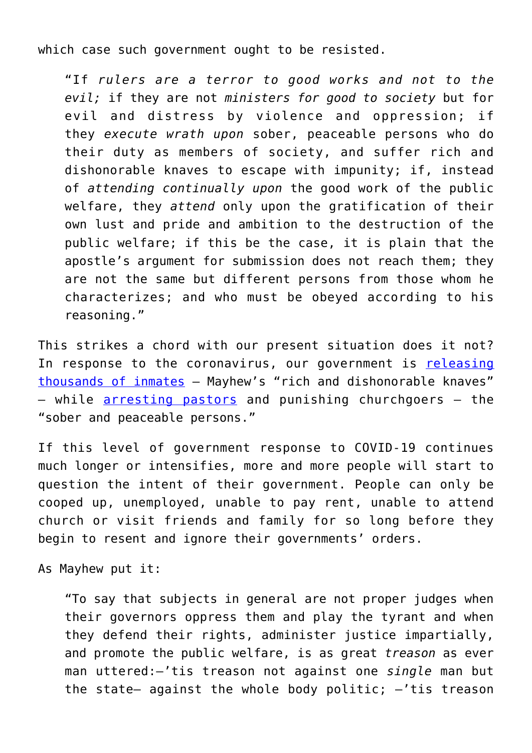which case such government ought to be resisted.

> "If *rulers are a terror to good works and not to the evil;* if they are not *ministers for good to society* but for evil and distress by violence and oppression; if they *execute wrath upon* sober, peaceable persons who do their duty as members of society, and suffer rich and dishonorable knaves to escape with impunity; if, instead of *attending continually upon* the good work of the public welfare, they *attend* only upon the gratification of their own lust and pride and ambition to the destruction of the public welfare; if this be the case, it is plain that the apostle's argument for submission does not reach them; they are not the same but different persons from those whom he characterizes; and who must be obeyed according to his reasoning."

This strikes a chord with our present situation does it not? In response to the coronavirus, our government is releasing thousands of inmates – Mayhew's "rich and dishonorable knaves" – while arresting pastors and punishing churchgoers – the "sober and peaceable persons."

If this level of government response to COVID-19 continues much longer or intensifies, more and more people will start to question the intent of their government. People can only be cooped up, unemployed, unable to pay rent, unable to attend church or visit friends and family for so long before they begin to resent and ignore their governments' orders.

As Mayhew put it:

> "To say that subjects in general are not proper judges when their governors oppress them and play the tyrant and when they defend their rights, administer justice impartially, and promote the public welfare, is as great *treason* as ever man uttered:–'tis treason not against one *single* man but the state– against the whole body politic; –'tis treason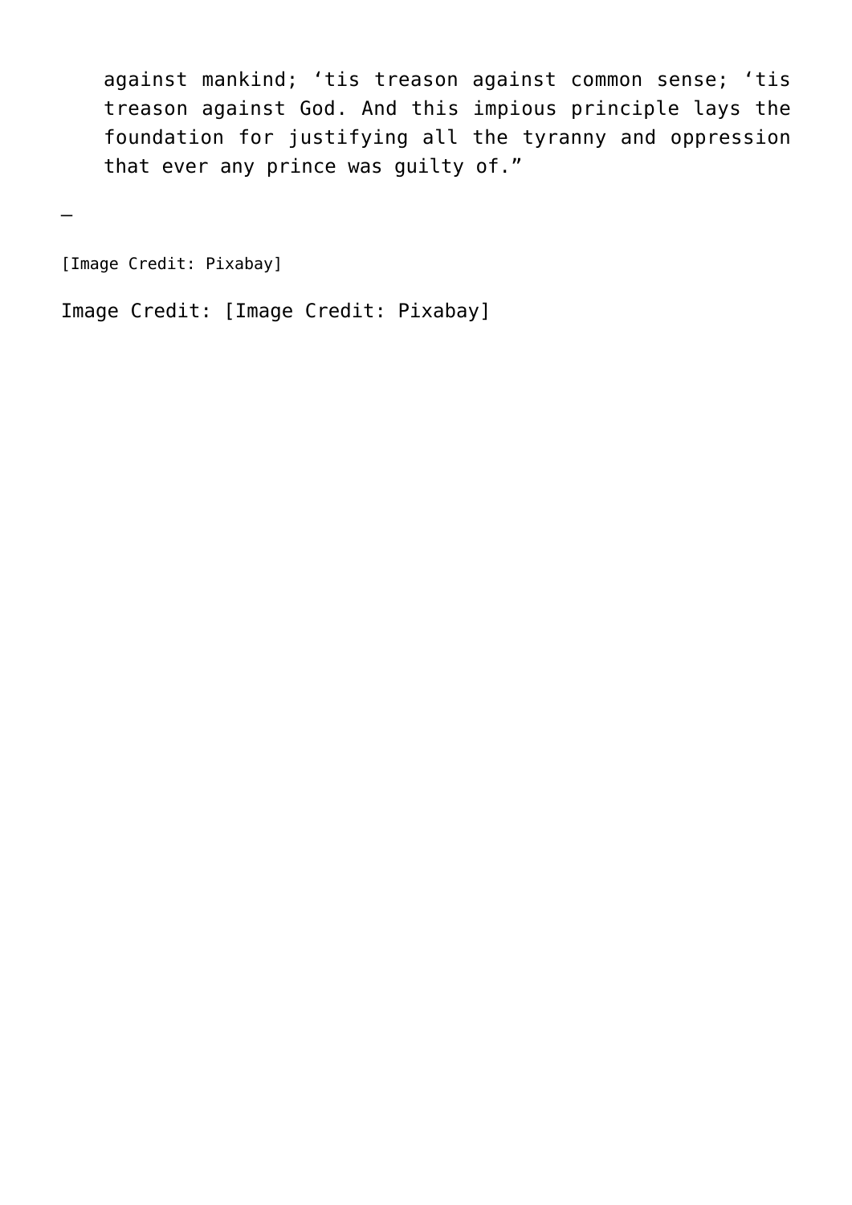> against mankind; 'tis treason against common sense; 'tis treason against God. And this impious principle lays the foundation for justifying all the tyranny and oppression that ever any prince was guilty of."

—

[Image Credit: Pixabay]

Image Credit: [Image Credit: Pixabay]